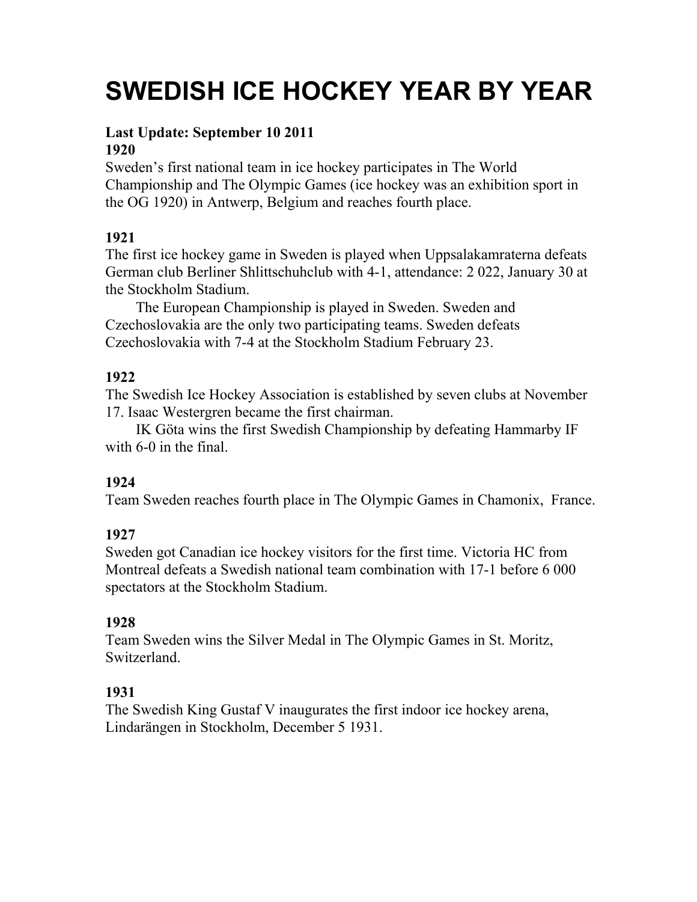# SWEDISH ICE HOCKEY YEAR BY YEAR

**Last Update: September 10 2011**

**1920**

Sweden's first national team in ice hockey participates in The World Championship and The Olympic Games (ice hockey was an exhibition sport in the OG 1920) in Antwerp, Belgium and reaches fourth place.

**1921**

The first ice hockey game in Sweden is played when Uppsalakamraterna defeats German club Berliner Shlittschuhclub with 4-1, attendance: 2 022, January 30 at the Stockholm Stadium.

The European Championship is played in Sweden. Sweden and Czechoslovakia are the only two participating teams. Sweden defeats Czechoslovakia with 7-4 at the Stockholm Stadium February 23.

**1922**

The Swedish Ice Hockey Association is established by seven clubs at November 17. Isaac Westergren became the first chairman.

IK Göta wins the first Swedish Championship by defeating Hammarby IF with 6-0 in the final.

**1924**

Team Sweden reaches fourth place in The Olympic Games in Chamonix, France.

**1927**

Sweden got Canadian ice hockey visitors for the first time. Victoria HC from Montreal defeats a Swedish national team combination with 17-1 before 6 000 spectators at the Stockholm Stadium.

**1928**

Team Sweden wins the Silver Medal in The Olympic Games in St. Moritz, Switzerland.

**1931**

The Swedish King Gustaf V inaugurates the first indoor ice hockey arena, Lindarängen in Stockholm, December 5 1931.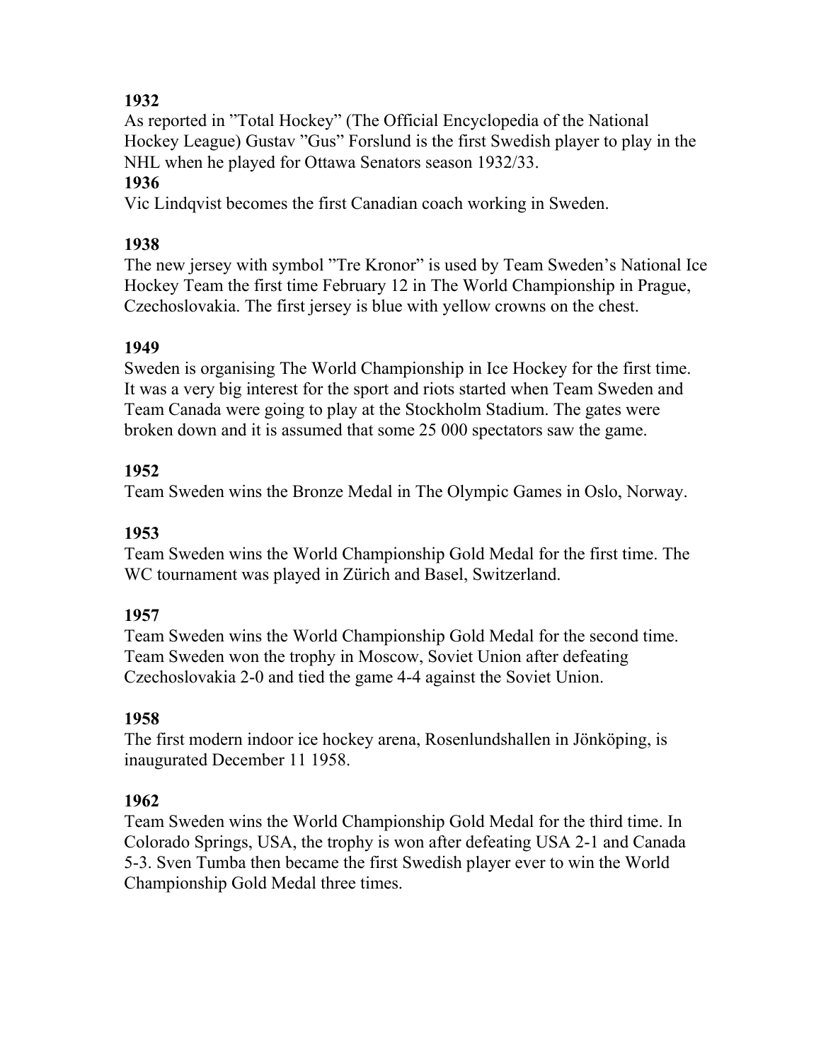**1932**
As reported in ”Total Hockey” (The Official Encyclopedia of the National Hockey League) Gustav ”Gus” Forslund is the first Swedish player to play in the NHL when he played for Ottawa Senators season 1932/33.

**1936**
Vic Lindqvist becomes the first Canadian coach working in Sweden.

**1938**
The new jersey with symbol ”Tre Kronor” is used by Team Sweden’s National Ice Hockey Team the first time February 12 in The World Championship in Prague, Czechoslovakia. The first jersey is blue with yellow crowns on the chest.

**1949**
Sweden is organising The World Championship in Ice Hockey for the first time. It was a very big interest for the sport and riots started when Team Sweden and Team Canada were going to play at the Stockholm Stadium. The gates were broken down and it is assumed that some 25 000 spectators saw the game.

**1952**
Team Sweden wins the Bronze Medal in The Olympic Games in Oslo, Norway.

**1953**
Team Sweden wins the World Championship Gold Medal for the first time. The WC tournament was played in Zürich and Basel, Switzerland.

**1957**
Team Sweden wins the World Championship Gold Medal for the second time. Team Sweden won the trophy in Moscow, Soviet Union after defeating Czechoslovakia 2-0 and tied the game 4-4 against the Soviet Union.

**1958**
The first modern indoor ice hockey arena, Rosenlundshallen in Jönköping, is inaugurated December 11 1958.

**1962**
Team Sweden wins the World Championship Gold Medal for the third time. In Colorado Springs, USA, the trophy is won after defeating USA 2-1 and Canada 5-3. Sven Tumba then became the first Swedish player ever to win the World Championship Gold Medal three times.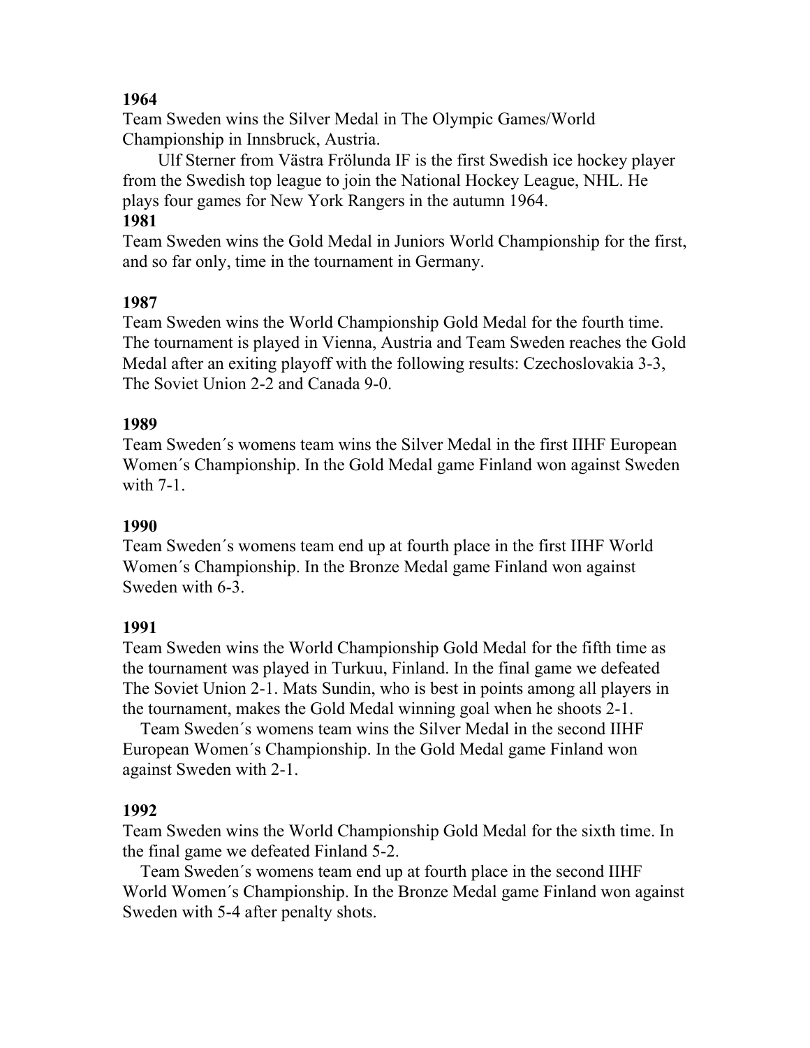**1964**

Team Sweden wins the Silver Medal in The Olympic Games/World Championship in Innsbruck, Austria.

Ulf Sterner from Västra Frölunda IF is the first Swedish ice hockey player from the Swedish top league to join the National Hockey League, NHL. He plays four games for New York Rangers in the autumn 1964.

**1981**

Team Sweden wins the Gold Medal in Juniors World Championship for the first, and so far only, time in the tournament in Germany.

**1987**

Team Sweden wins the World Championship Gold Medal for the fourth time. The tournament is played in Vienna, Austria and Team Sweden reaches the Gold Medal after an exiting playoff with the following results: Czechoslovakia 3-3, The Soviet Union 2-2 and Canada 9-0.

**1989**

Team Sweden´s womens team wins the Silver Medal in the first IIHF European Women´s Championship. In the Gold Medal game Finland won against Sweden with 7-1.

**1990**

Team Sweden´s womens team end up at fourth place in the first IIHF World Women´s Championship. In the Bronze Medal game Finland won against Sweden with 6-3.

**1991**

Team Sweden wins the World Championship Gold Medal for the fifth time as the tournament was played in Turkuu, Finland. In the final game we defeated The Soviet Union 2-1. Mats Sundin, who is best in points among all players in the tournament, makes the Gold Medal winning goal when he shoots 2-1.

Team Sweden´s womens team wins the Silver Medal in the second IIHF European Women´s Championship. In the Gold Medal game Finland won against Sweden with 2-1.

**1992**

Team Sweden wins the World Championship Gold Medal for the sixth time. In the final game we defeated Finland 5-2.

Team Sweden´s womens team end up at fourth place in the second IIHF World Women´s Championship. In the Bronze Medal game Finland won against Sweden with 5-4 after penalty shots.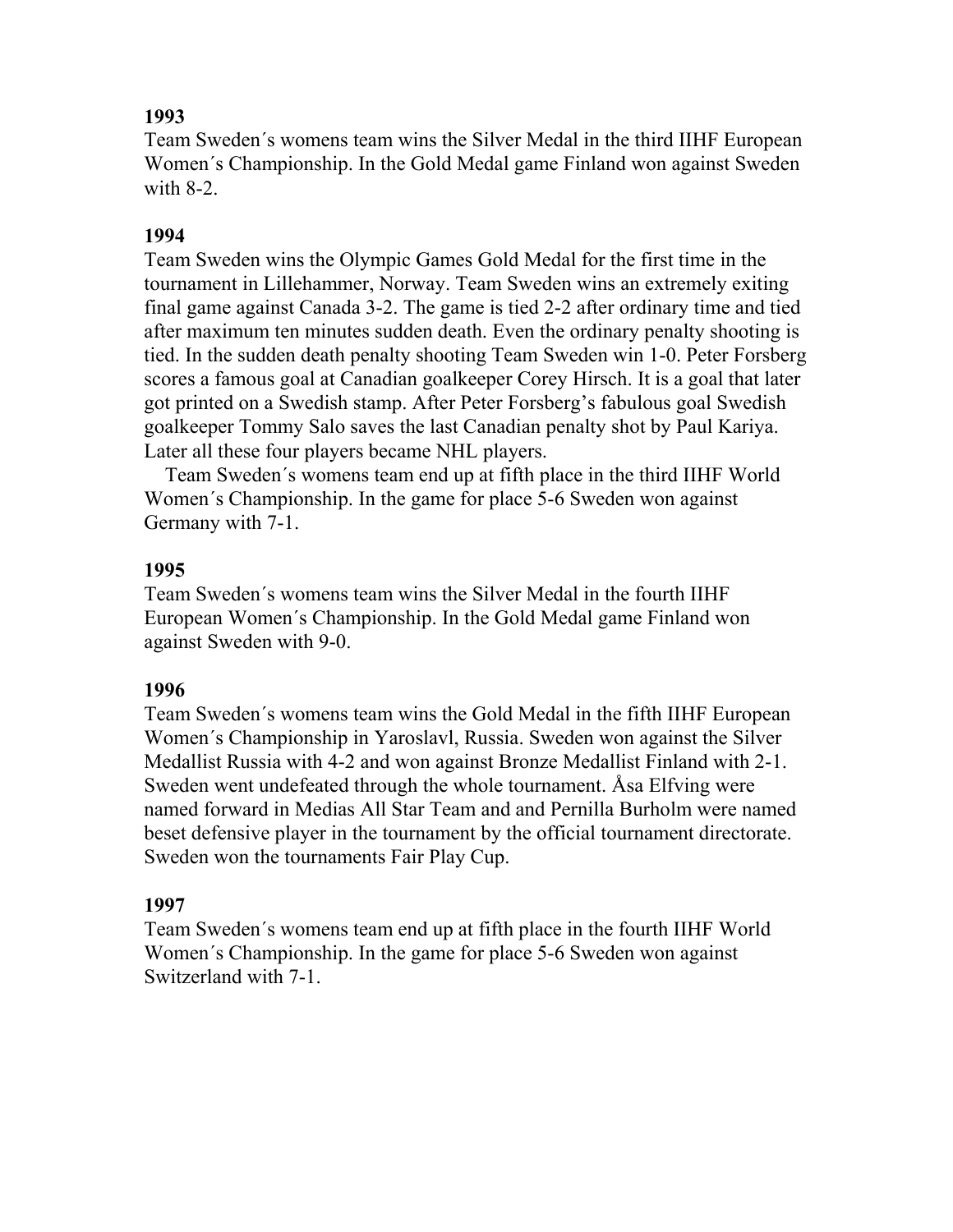**1993**

Team Sweden´s womens team wins the Silver Medal in the third IIHF European Women´s Championship. In the Gold Medal game Finland won against Sweden with 8-2.

**1994**

Team Sweden wins the Olympic Games Gold Medal for the first time in the tournament in Lillehammer, Norway. Team Sweden wins an extremely exiting final game against Canada 3-2. The game is tied 2-2 after ordinary time and tied after maximum ten minutes sudden death. Even the ordinary penalty shooting is tied. In the sudden death penalty shooting Team Sweden win 1-0. Peter Forsberg scores a famous goal at Canadian goalkeeper Corey Hirsch. It is a goal that later got printed on a Swedish stamp. After Peter Forsberg's fabulous goal Swedish goalkeeper Tommy Salo saves the last Canadian penalty shot by Paul Kariya. Later all these four players became NHL players.

Team Sweden´s womens team end up at fifth place in the third IIHF World Women´s Championship. In the game for place 5-6 Sweden won against Germany with 7-1.

**1995**

Team Sweden´s womens team wins the Silver Medal in the fourth IIHF European Women´s Championship. In the Gold Medal game Finland won against Sweden with 9-0.

**1996**

Team Sweden´s womens team wins the Gold Medal in the fifth IIHF European Women´s Championship in Yaroslavl, Russia. Sweden won against the Silver Medallist Russia with 4-2 and won against Bronze Medallist Finland with 2-1. Sweden went undefeated through the whole tournament. Åsa Elfving were named forward in Medias All Star Team and and Pernilla Burholm were named beset defensive player in the tournament by the official tournament directorate. Sweden won the tournaments Fair Play Cup.

**1997**

Team Sweden´s womens team end up at fifth place in the fourth IIHF World Women´s Championship. In the game for place 5-6 Sweden won against Switzerland with 7-1.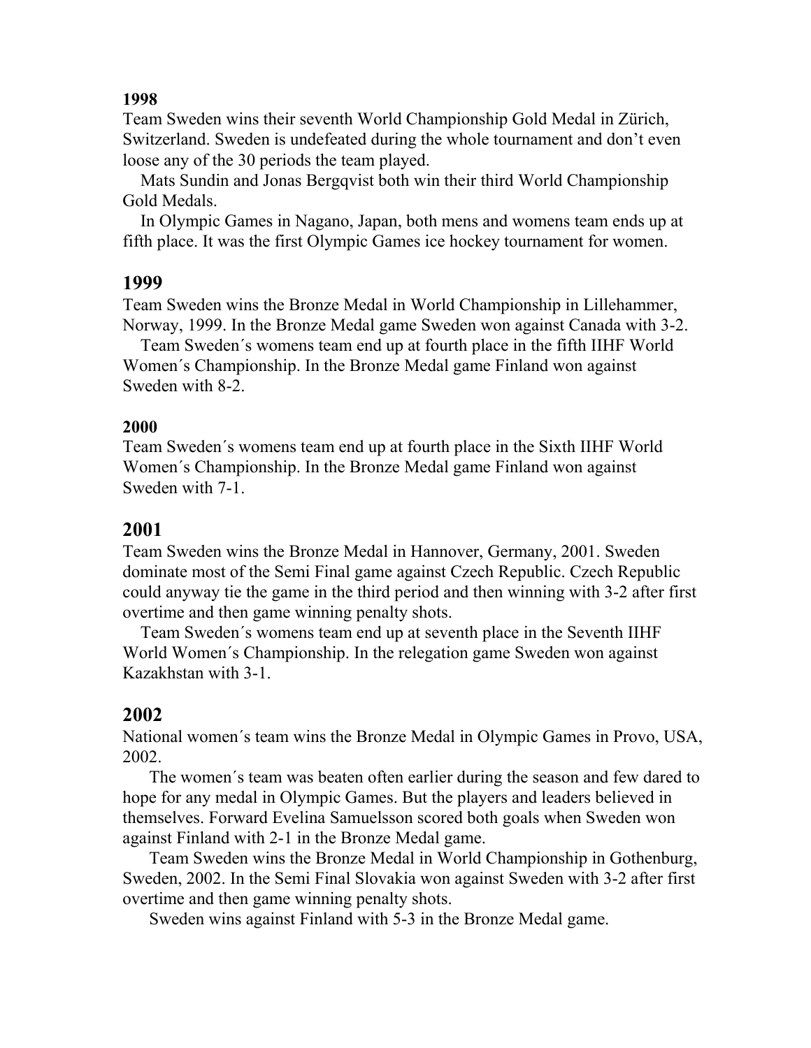## 1998

Team Sweden wins their seventh World Championship Gold Medal in Zürich, Switzerland. Sweden is undefeated during the whole tournament and don't even loose any of the 30 periods the team played.

Mats Sundin and Jonas Bergqvist both win their third World Championship Gold Medals.

In Olympic Games in Nagano, Japan, both mens and womens team ends up at fifth place. It was the first Olympic Games ice hockey tournament for women.

## 1999

Team Sweden wins the Bronze Medal in World Championship in Lillehammer, Norway, 1999. In the Bronze Medal game Sweden won against Canada with 3-2.

Team Sweden´s womens team end up at fourth place in the fifth IIHF World Women´s Championship. In the Bronze Medal game Finland won against Sweden with 8-2.

## 2000

Team Sweden´s womens team end up at fourth place in the Sixth IIHF World Women´s Championship. In the Bronze Medal game Finland won against Sweden with 7-1.

## 2001

Team Sweden wins the Bronze Medal in Hannover, Germany, 2001. Sweden dominate most of the Semi Final game against Czech Republic. Czech Republic could anyway tie the game in the third period and then winning with 3-2 after first overtime and then game winning penalty shots.

Team Sweden´s womens team end up at seventh place in the Seventh IIHF World Women´s Championship. In the relegation game Sweden won against Kazakhstan with 3-1.

## 2002

National women´s team wins the Bronze Medal in Olympic Games in Provo, USA, 2002.

The women´s team was beaten often earlier during the season and few dared to hope for any medal in Olympic Games. But the players and leaders believed in themselves. Forward Evelina Samuelsson scored both goals when Sweden won against Finland with 2-1 in the Bronze Medal game.

Team Sweden wins the Bronze Medal in World Championship in Gothenburg, Sweden, 2002. In the Semi Final Slovakia won against Sweden with 3-2 after first overtime and then game winning penalty shots.

Sweden wins against Finland with 5-3 in the Bronze Medal game.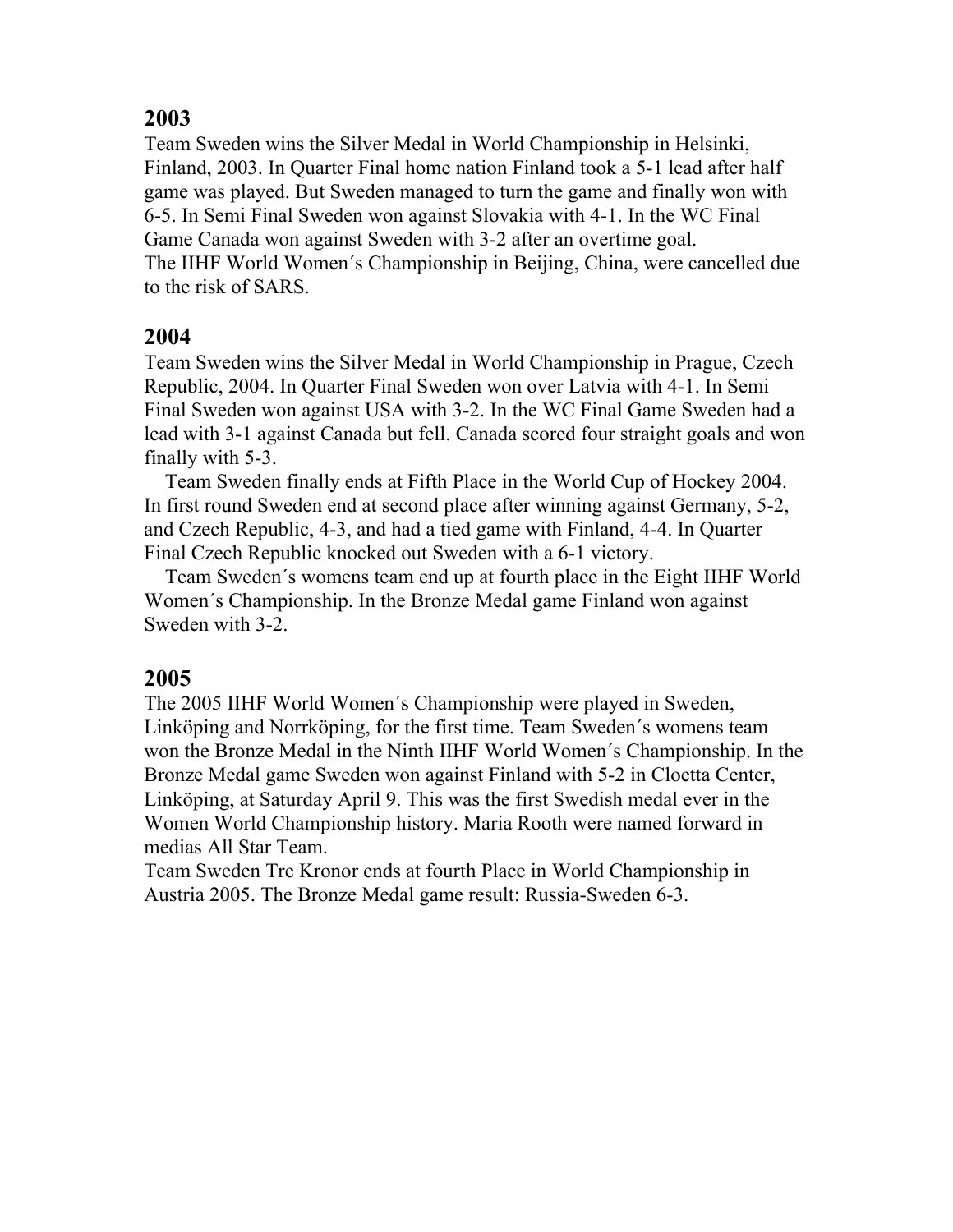## 2003

Team Sweden wins the Silver Medal in World Championship in Helsinki, Finland, 2003. In Quarter Final home nation Finland took a 5-1 lead after half game was played. But Sweden managed to turn the game and finally won with 6-5. In Semi Final Sweden won against Slovakia with 4-1. In the WC Final Game Canada won against Sweden with 3-2 after an overtime goal.
The IIHF World Women´s Championship in Beijing, China, were cancelled due to the risk of SARS.

## 2004

Team Sweden wins the Silver Medal in World Championship in Prague, Czech Republic, 2004. In Quarter Final Sweden won over Latvia with 4-1. In Semi Final Sweden won against USA with 3-2. In the WC Final Game Sweden had a lead with 3-1 against Canada but fell. Canada scored four straight goals and won finally with 5-3.

Team Sweden finally ends at Fifth Place in the World Cup of Hockey 2004. In first round Sweden end at second place after winning against Germany, 5-2, and Czech Republic, 4-3, and had a tied game with Finland, 4-4. In Quarter Final Czech Republic knocked out Sweden with a 6-1 victory.

Team Sweden´s womens team end up at fourth place in the Eight IIHF World Women´s Championship. In the Bronze Medal game Finland won against Sweden with 3-2.

## 2005

The 2005 IIHF World Women´s Championship were played in Sweden, Linköping and Norrköping, for the first time. Team Sweden´s womens team won the Bronze Medal in the Ninth IIHF World Women´s Championship. In the Bronze Medal game Sweden won against Finland with 5-2 in Cloetta Center, Linköping, at Saturday April 9. This was the first Swedish medal ever in the Women World Championship history. Maria Rooth were named forward in medias All Star Team.
Team Sweden Tre Kronor ends at fourth Place in World Championship in Austria 2005. The Bronze Medal game result: Russia-Sweden 6-3.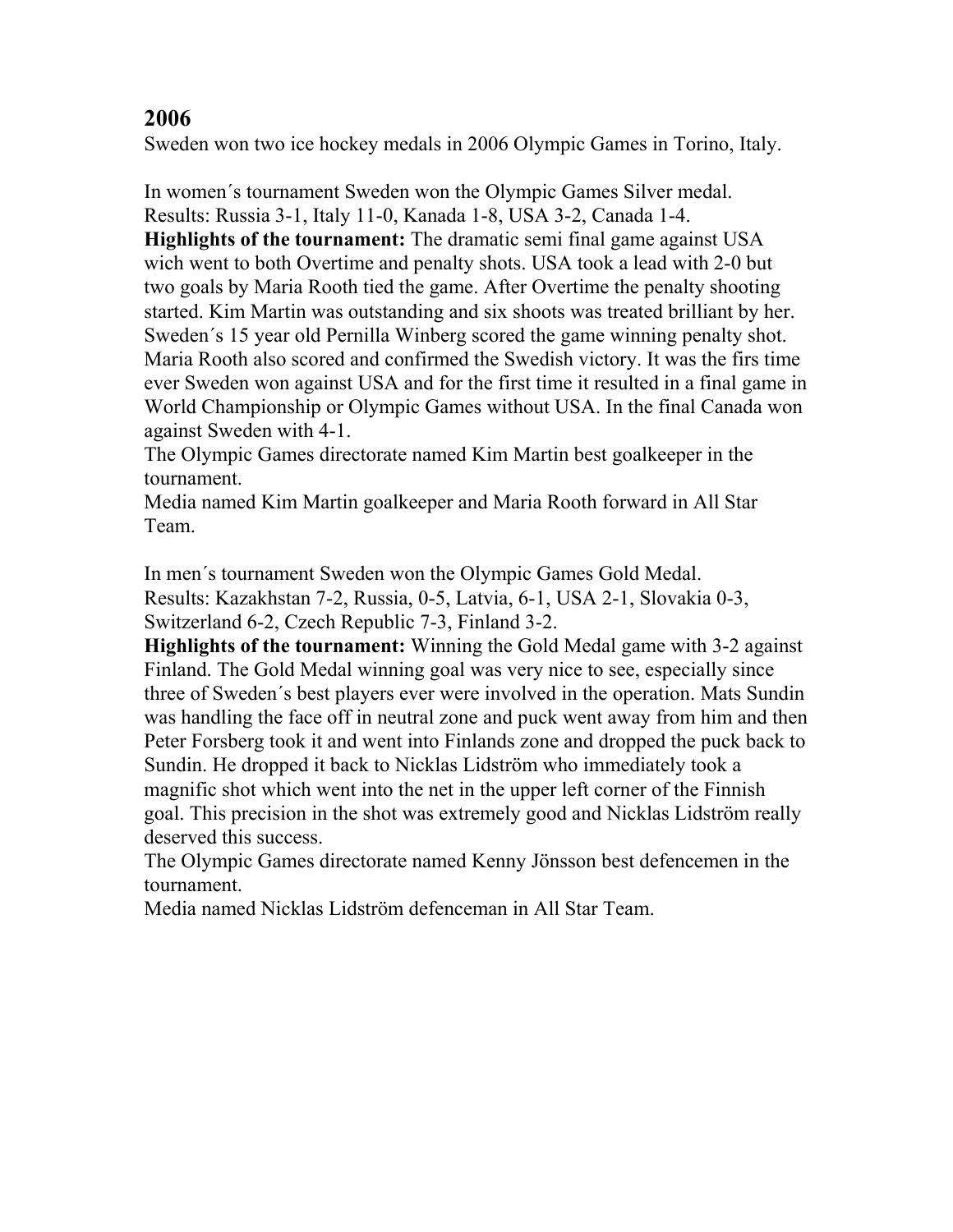## 2006

Sweden won two ice hockey medals in 2006 Olympic Games in Torino, Italy.

In women´s tournament Sweden won the Olympic Games Silver medal.
Results: Russia 3-1, Italy 11-0, Kanada 1-8, USA 3-2, Canada 1-4.
**Highlights of the tournament:** The dramatic semi final game against USA wich went to both Overtime and penalty shots. USA took a lead with 2-0 but two goals by Maria Rooth tied the game. After Overtime the penalty shooting started. Kim Martin was outstanding and six shoots was treated brilliant by her. Sweden´s 15 year old Pernilla Winberg scored the game winning penalty shot. Maria Rooth also scored and confirmed the Swedish victory. It was the firs time ever Sweden won against USA and for the first time it resulted in a final game in World Championship or Olympic Games without USA. In the final Canada won against Sweden with 4-1.
The Olympic Games directorate named Kim Martin best goalkeeper in the tournament.
Media named Kim Martin goalkeeper and Maria Rooth forward in All Star Team.

In men´s tournament Sweden won the Olympic Games Gold Medal.
Results: Kazakhstan 7-2, Russia, 0-5, Latvia, 6-1, USA 2-1, Slovakia 0-3, Switzerland 6-2, Czech Republic 7-3, Finland 3-2.
**Highlights of the tournament:** Winning the Gold Medal game with 3-2 against Finland. The Gold Medal winning goal was very nice to see, especially since three of Sweden´s best players ever were involved in the operation. Mats Sundin was handling the face off in neutral zone and puck went away from him and then Peter Forsberg took it and went into Finlands zone and dropped the puck back to Sundin. He dropped it back to Nicklas Lidström who immediately took a magnific shot which went into the net in the upper left corner of the Finnish goal. This precision in the shot was extremely good and Nicklas Lidström really deserved this success.
The Olympic Games directorate named Kenny Jönsson best defencemen in the tournament.
Media named Nicklas Lidström defenceman in All Star Team.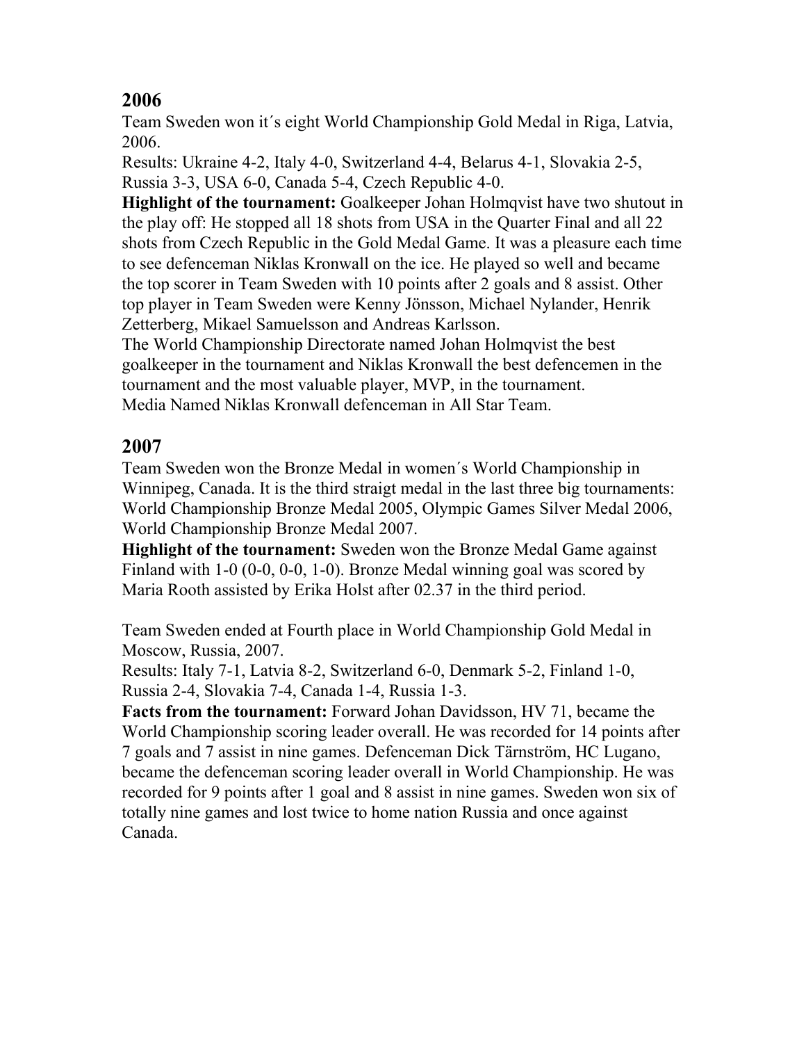## 2006

Team Sweden won it´s eight World Championship Gold Medal in Riga, Latvia, 2006.
Results: Ukraine 4-2, Italy 4-0, Switzerland 4-4, Belarus 4-1, Slovakia 2-5, Russia 3-3, USA 6-0, Canada 5-4, Czech Republic 4-0.
**Highlight of the tournament:** Goalkeeper Johan Holmqvist have two shutout in the play off: He stopped all 18 shots from USA in the Quarter Final and all 22 shots from Czech Republic in the Gold Medal Game. It was a pleasure each time to see defenceman Niklas Kronwall on the ice. He played so well and became the top scorer in Team Sweden with 10 points after 2 goals and 8 assist. Other top player in Team Sweden were Kenny Jönsson, Michael Nylander, Henrik Zetterberg, Mikael Samuelsson and Andreas Karlsson.
The World Championship Directorate named Johan Holmqvist the best goalkeeper in the tournament and Niklas Kronwall the best defencemen in the tournament and the most valuable player, MVP, in the tournament.
Media Named Niklas Kronwall defenceman in All Star Team.

## 2007

Team Sweden won the Bronze Medal in women´s World Championship in Winnipeg, Canada. It is the third straigt medal in the last three big tournaments: World Championship Bronze Medal 2005, Olympic Games Silver Medal 2006, World Championship Bronze Medal 2007.
**Highlight of the tournament:** Sweden won the Bronze Medal Game against Finland with 1-0 (0-0, 0-0, 1-0). Bronze Medal winning goal was scored by Maria Rooth assisted by Erika Holst after 02.37 in the third period.

Team Sweden ended at Fourth place in World Championship Gold Medal in Moscow, Russia, 2007.
Results: Italy 7-1, Latvia 8-2, Switzerland 6-0, Denmark 5-2, Finland 1-0, Russia 2-4, Slovakia 7-4, Canada 1-4, Russia 1-3.
**Facts from the tournament:** Forward Johan Davidsson, HV 71, became the World Championship scoring leader overall. He was recorded for 14 points after 7 goals and 7 assist in nine games. Defenceman Dick Tärnström, HC Lugano, became the defenceman scoring leader overall in World Championship. He was recorded for 9 points after 1 goal and 8 assist in nine games. Sweden won six of totally nine games and lost twice to home nation Russia and once against Canada.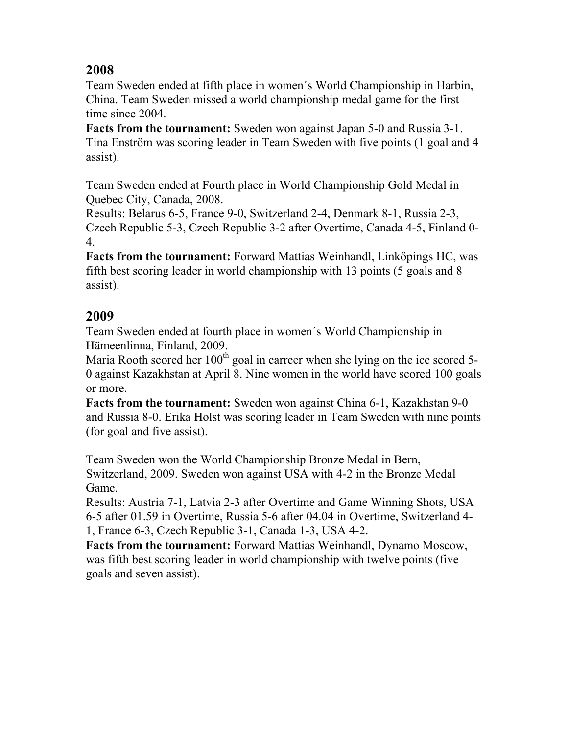## 2008

Team Sweden ended at fifth place in women´s World Championship in Harbin, China. Team Sweden missed a world championship medal game for the first time since 2004.

**Facts from the tournament:** Sweden won against Japan 5-0 and Russia 3-1. Tina Enström was scoring leader in Team Sweden with five points (1 goal and 4 assist).

Team Sweden ended at Fourth place in World Championship Gold Medal in Quebec City, Canada, 2008.

Results: Belarus 6-5, France 9-0, Switzerland 2-4, Denmark 8-1, Russia 2-3, Czech Republic 5-3, Czech Republic 3-2 after Overtime, Canada 4-5, Finland 0-4.

**Facts from the tournament:** Forward Mattias Weinhandl, Linköpings HC, was fifth best scoring leader in world championship with 13 points (5 goals and 8 assist).

## 2009

Team Sweden ended at fourth place in women´s World Championship in Hämeenlinna, Finland, 2009.

Maria Rooth scored her 100th goal in carreer when she lying on the ice scored 5-0 against Kazakhstan at April 8. Nine women in the world have scored 100 goals or more.

**Facts from the tournament:** Sweden won against China 6-1, Kazakhstan 9-0 and Russia 8-0. Erika Holst was scoring leader in Team Sweden with nine points (for goal and five assist).

Team Sweden won the World Championship Bronze Medal in Bern, Switzerland, 2009. Sweden won against USA with 4-2 in the Bronze Medal Game.

Results: Austria 7-1, Latvia 2-3 after Overtime and Game Winning Shots, USA 6-5 after 01.59 in Overtime, Russia 5-6 after 04.04 in Overtime, Switzerland 4-1, France 6-3, Czech Republic 3-1, Canada 1-3, USA 4-2.

**Facts from the tournament:** Forward Mattias Weinhandl, Dynamo Moscow, was fifth best scoring leader in world championship with twelve points (five goals and seven assist).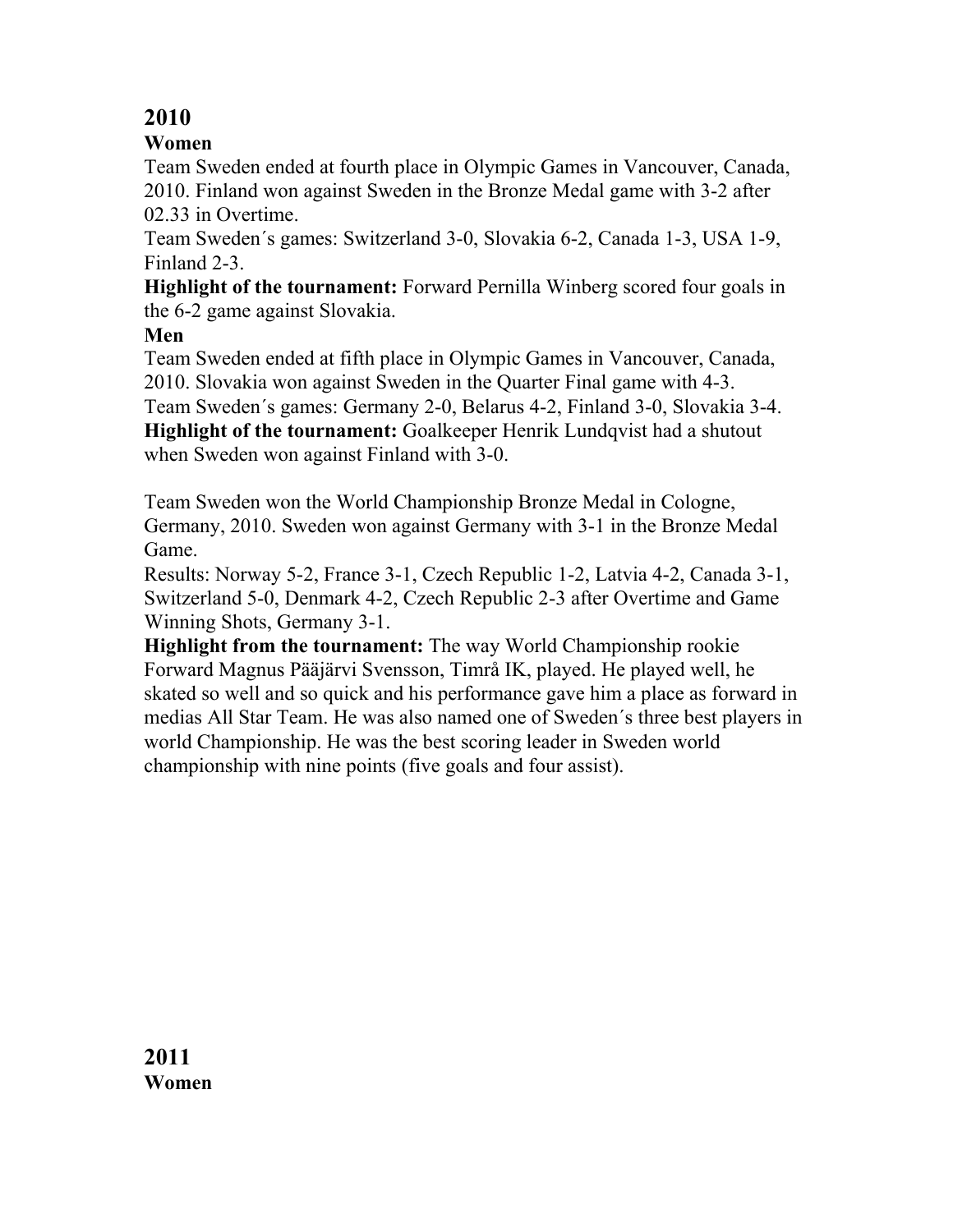## 2010

### Women

Team Sweden ended at fourth place in Olympic Games in Vancouver, Canada, 2010. Finland won against Sweden in the Bronze Medal game with 3-2 after 02.33 in Overtime.

Team Sweden´s games: Switzerland 3-0, Slovakia 6-2, Canada 1-3, USA 1-9, Finland 2-3.

**Highlight of the tournament:** Forward Pernilla Winberg scored four goals in the 6-2 game against Slovakia.

### Men

Team Sweden ended at fifth place in Olympic Games in Vancouver, Canada, 2010. Slovakia won against Sweden in the Quarter Final game with 4-3.

Team Sweden´s games: Germany 2-0, Belarus 4-2, Finland 3-0, Slovakia 3-4.

**Highlight of the tournament:** Goalkeeper Henrik Lundqvist had a shutout when Sweden won against Finland with 3-0.

Team Sweden won the World Championship Bronze Medal in Cologne, Germany, 2010. Sweden won against Germany with 3-1 in the Bronze Medal Game.

Results: Norway 5-2, France 3-1, Czech Republic 1-2, Latvia 4-2, Canada 3-1, Switzerland 5-0, Denmark 4-2, Czech Republic 2-3 after Overtime and Game Winning Shots, Germany 3-1.

**Highlight from the tournament:** The way World Championship rookie Forward Magnus Pääjärvi Svensson, Timrå IK, played. He played well, he skated so well and so quick and his performance gave him a place as forward in medias All Star Team. He was also named one of Sweden´s three best players in world Championship. He was the best scoring leader in Sweden world championship with nine points (five goals and four assist).

## 2011

### Women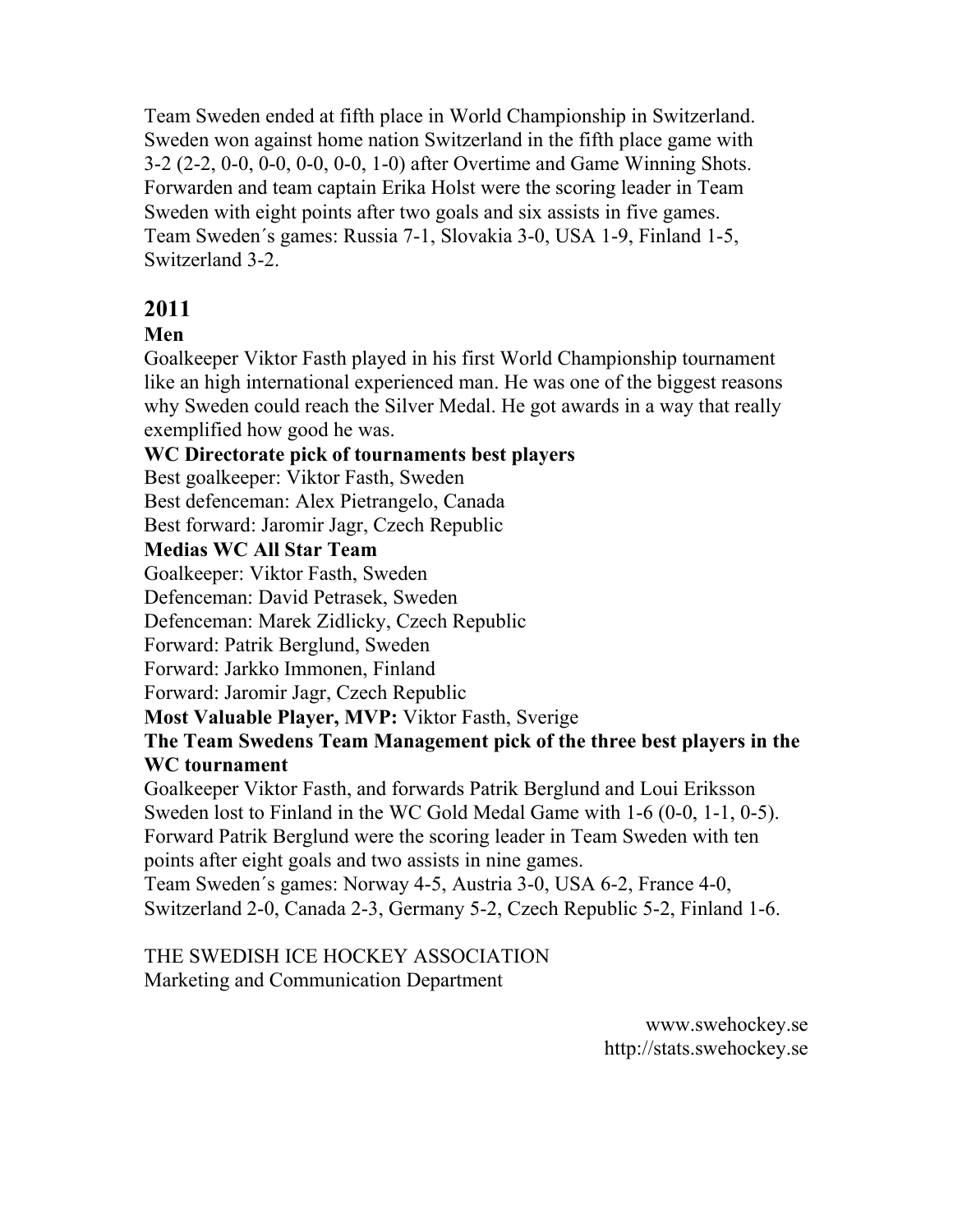Team Sweden ended at fifth place in World Championship in Switzerland. Sweden won against home nation Switzerland in the fifth place game with 3-2 (2-2, 0-0, 0-0, 0-0, 0-0, 1-0) after Overtime and Game Winning Shots. Forwarden and team captain Erika Holst were the scoring leader in Team Sweden with eight points after two goals and six assists in five games. Team Sweden´s games: Russia 7-1, Slovakia 3-0, USA 1-9, Finland 1-5, Switzerland 3-2.

## 2011

**Men**

Goalkeeper Viktor Fasth played in his first World Championship tournament like an high international experienced man. He was one of the biggest reasons why Sweden could reach the Silver Medal. He got awards in a way that really exemplified how good he was.

**WC Directorate pick of tournaments best players**

Best goalkeeper: Viktor Fasth, Sweden
Best defenceman: Alex Pietrangelo, Canada
Best forward: Jaromir Jagr, Czech Republic

**Medias WC All Star Team**

Goalkeeper: Viktor Fasth, Sweden
Defenceman: David Petrasek, Sweden
Defenceman: Marek Zidlicky, Czech Republic
Forward: Patrik Berglund, Sweden
Forward: Jarkko Immonen, Finland
Forward: Jaromir Jagr, Czech Republic

**Most Valuable Player, MVP:** Viktor Fasth, Sverige

**The Team Swedens Team Management pick of the three best players in the WC tournament**

Goalkeeper Viktor Fasth, and forwards Patrik Berglund and Loui Eriksson
Sweden lost to Finland in the WC Gold Medal Game with 1-6 (0-0, 1-1, 0-5). Forward Patrik Berglund were the scoring leader in Team Sweden with ten points after eight goals and two assists in nine games.
Team Sweden´s games: Norway 4-5, Austria 3-0, USA 6-2, France 4-0, Switzerland 2-0, Canada 2-3, Germany 5-2, Czech Republic 5-2, Finland 1-6.

THE SWEDISH ICE HOCKEY ASSOCIATION
Marketing and Communication Department

www.swehockey.se
http://stats.swehockey.se